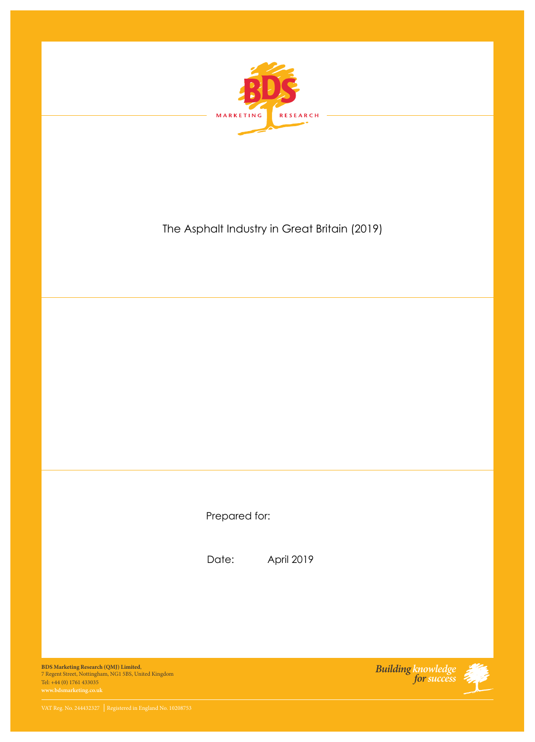BDS

MARKETING RESEARCH

# The Asphalt Industry in Great Britain (2019)

Prepared for:

Date: April 2019

**BDS Marketing Research (QMJ) Limited**,
7 Regent Street, Nottingham, NG1 5BS, United Kingdom
Tel: +44 (0) 1761 433035
**www.bdsmarketing.co.uk**

*Building knowledge for success*

VAT Reg. No. 244432327 | Registered in England No. 10208753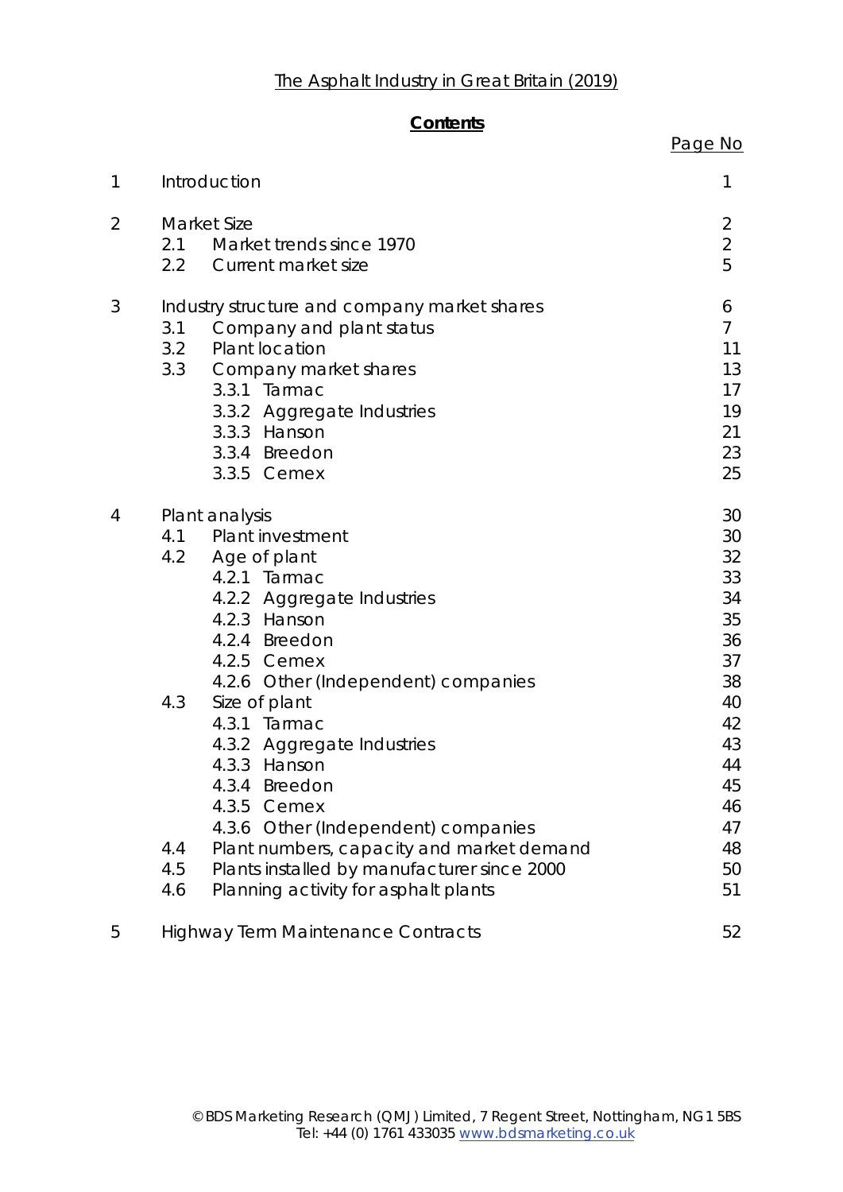The Asphalt Industry in Great Britain (2019)

# Contents

| | | Page No |
|---|---|---|
| 1 | Introduction | 1 |
| 2 | Market Size | 2 |
| | 2.1 Market trends since 1970 | 2 |
| | 2.2 Current market size | 5 |
| 3 | Industry structure and company market shares | 6 |
| | 3.1 Company and plant status | 7 |
| | 3.2 Plant location | 11 |
| | 3.3 Company market shares | 13 |
| | 3.3.1 Tarmac | 17 |
| | 3.3.2 Aggregate Industries | 19 |
| | 3.3.3 Hanson | 21 |
| | 3.3.4 Breedon | 23 |
| | 3.3.5 Cemex | 25 |
| 4 | Plant analysis | 30 |
| | 4.1 Plant investment | 30 |
| | 4.2 Age of plant | 32 |
| | 4.2.1 Tarmac | 33 |
| | 4.2.2 Aggregate Industries | 34 |
| | 4.2.3 Hanson | 35 |
| | 4.2.4 Breedon | 36 |
| | 4.2.5 Cemex | 37 |
| | 4.2.6 Other (Independent) companies | 38 |
| | 4.3 Size of plant | 40 |
| | 4.3.1 Tarmac | 42 |
| | 4.3.2 Aggregate Industries | 43 |
| | 4.3.3 Hanson | 44 |
| | 4.3.4 Breedon | 45 |
| | 4.3.5 Cemex | 46 |
| | 4.3.6 Other (Independent) companies | 47 |
| | 4.4 Plant numbers, capacity and market demand | 48 |
| | 4.5 Plants installed by manufacturer since 2000 | 50 |
| | 4.6 Planning activity for asphalt plants | 51 |
| 5 | Highway Term Maintenance Contracts | 52 |

© BDS Marketing Research (QMJ) Limited, 7 Regent Street, Nottingham, NG1 5BS
Tel: +44 (0) 1761 433035 www.bdsmarketing.co.uk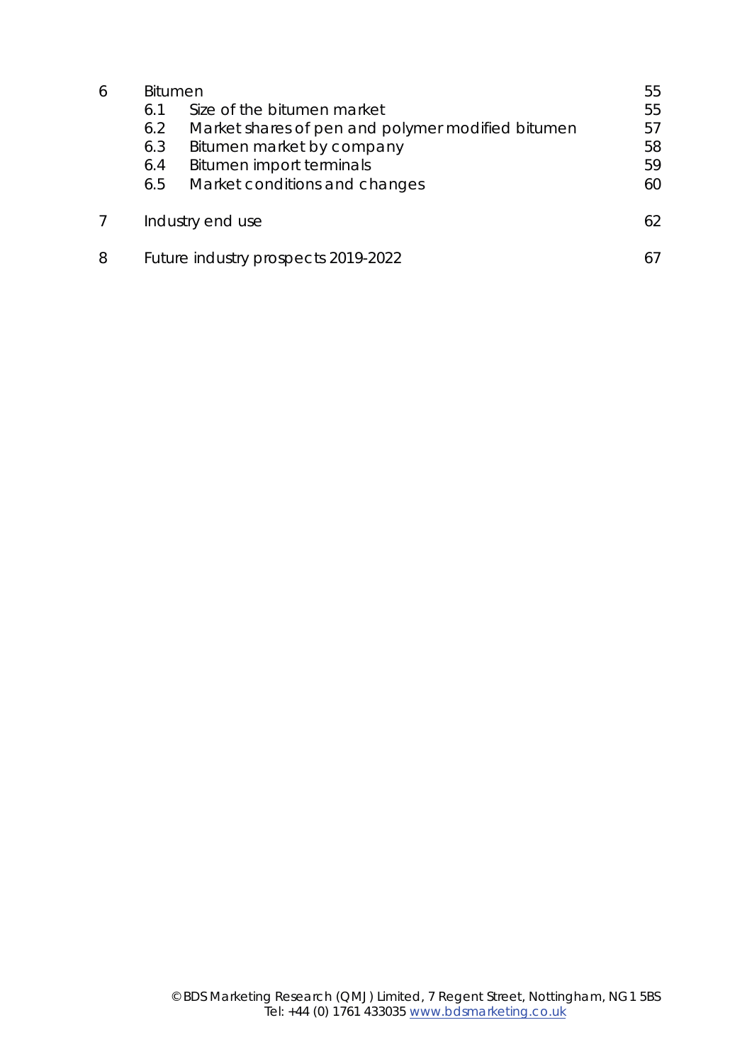| | | | |
|---|---|---|---|
| 6 | Bitumen | | 55 |
| | 6.1 | Size of the bitumen market | 55 |
| | 6.2 | Market shares of pen and polymer modified bitumen | 57 |
| | 6.3 | Bitumen market by company | 58 |
| | 6.4 | Bitumen import terminals | 59 |
| | 6.5 | Market conditions and changes | 60 |
| 7 | Industry end use | | 62 |
| 8 | Future industry prospects 2019-2022 | | 67 |

© BDS Marketing Research (QMJ) Limited, 7 Regent Street, Nottingham, NG1 5BS
Tel: +44 (0) 1761 433035 www.bdsmarketing.co.uk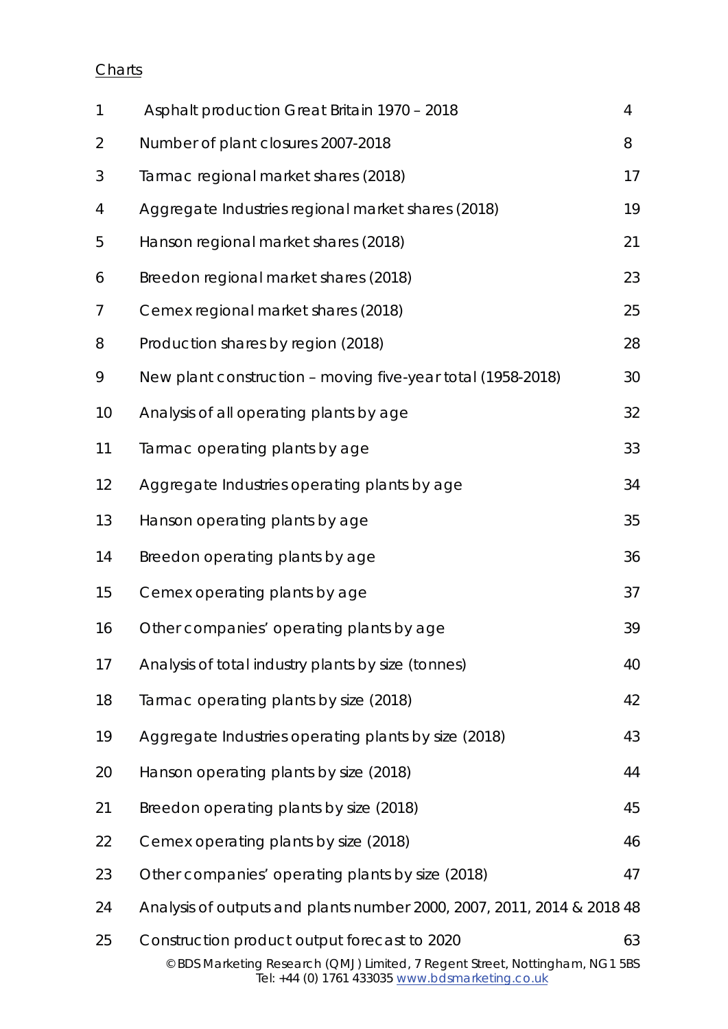Charts

| | | |
|---|---|---|
| 1 | Asphalt production Great Britain 1970 – 2018 | 4 |
| 2 | Number of plant closures 2007-2018 | 8 |
| 3 | Tarmac regional market shares (2018) | 17 |
| 4 | Aggregate Industries regional market shares (2018) | 19 |
| 5 | Hanson regional market shares (2018) | 21 |
| 6 | Breedon regional market shares (2018) | 23 |
| 7 | Cemex regional market shares (2018) | 25 |
| 8 | Production shares by region (2018) | 28 |
| 9 | New plant construction – moving five-year total (1958-2018) | 30 |
| 10 | Analysis of all operating plants by age | 32 |
| 11 | Tarmac operating plants by age | 33 |
| 12 | Aggregate Industries operating plants by age | 34 |
| 13 | Hanson operating plants by age | 35 |
| 14 | Breedon operating plants by age | 36 |
| 15 | Cemex operating plants by age | 37 |
| 16 | Other companies' operating plants by age | 39 |
| 17 | Analysis of total industry plants by size (tonnes) | 40 |
| 18 | Tarmac operating plants by size (2018) | 42 |
| 19 | Aggregate Industries operating plants by size (2018) | 43 |
| 20 | Hanson operating plants by size (2018) | 44 |
| 21 | Breedon operating plants by size (2018) | 45 |
| 22 | Cemex operating plants by size (2018) | 46 |
| 23 | Other companies' operating plants by size (2018) | 47 |
| 24 | Analysis of outputs and plants number 2000, 2007, 2011, 2014 & 2018 | 48 |
| 25 | Construction product output forecast to 2020 | 63 |

© BDS Marketing Research (QMJ) Limited, 7 Regent Street, Nottingham, NG1 5BS
Tel: +44 (0) 1761 433035 www.bdsmarketing.co.uk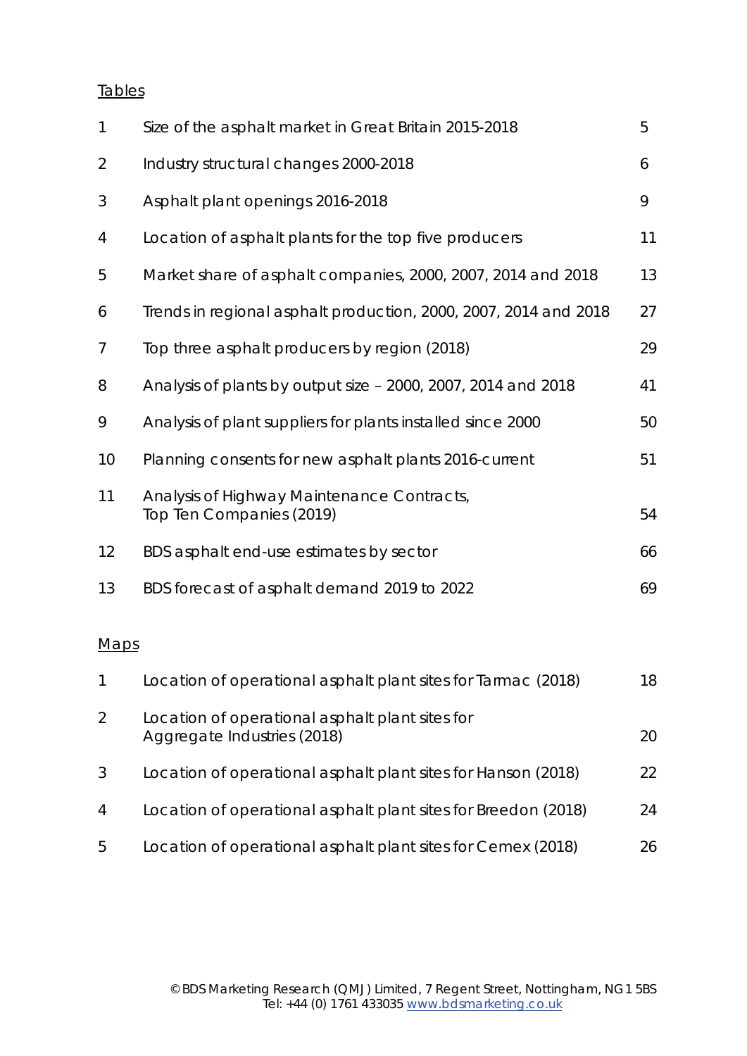## Tables

| | | |
|---|---|---|
| 1 | Size of the asphalt market in Great Britain 2015-2018 | 5 |
| 2 | Industry structural changes 2000-2018 | 6 |
| 3 | Asphalt plant openings 2016-2018 | 9 |
| 4 | Location of asphalt plants for the top five producers | 11 |
| 5 | Market share of asphalt companies, 2000, 2007, 2014 and 2018 | 13 |
| 6 | Trends in regional asphalt production, 2000, 2007, 2014 and 2018 | 27 |
| 7 | Top three asphalt producers by region (2018) | 29 |
| 8 | Analysis of plants by output size – 2000, 2007, 2014 and 2018 | 41 |
| 9 | Analysis of plant suppliers for plants installed since 2000 | 50 |
| 10 | Planning consents for new asphalt plants 2016-current | 51 |
| 11 | Analysis of Highway Maintenance Contracts, Top Ten Companies (2019) | 54 |
| 12 | BDS asphalt end-use estimates by sector | 66 |
| 13 | BDS forecast of asphalt demand 2019 to 2022 | 69 |

## Maps

| | | |
|---|---|---|
| 1 | Location of operational asphalt plant sites for Tarmac (2018) | 18 |
| 2 | Location of operational asphalt plant sites for Aggregate Industries (2018) | 20 |
| 3 | Location of operational asphalt plant sites for Hanson (2018) | 22 |
| 4 | Location of operational asphalt plant sites for Breedon (2018) | 24 |
| 5 | Location of operational asphalt plant sites for Cemex (2018) | 26 |

© BDS Marketing Research (QMJ) Limited, 7 Regent Street, Nottingham, NG1 5BS
Tel: +44 (0) 1761 433035 www.bdsmarketing.co.uk